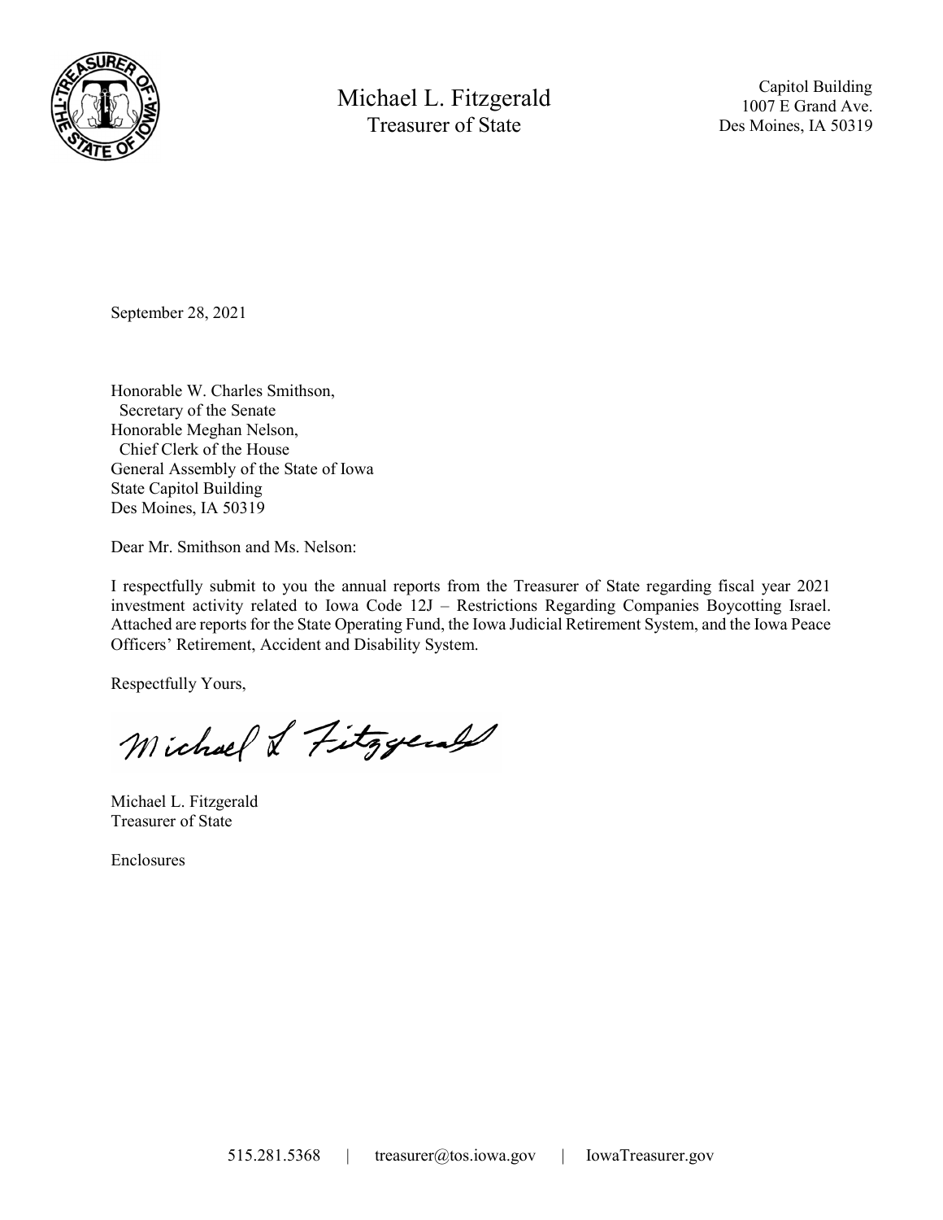Michael L. Fitzgerald
Treasurer of State

Capitol Building
1007 E Grand Ave.
Des Moines, IA 50319

September 28, 2021

Honorable W. Charles Smithson,
Secretary of the Senate
Honorable Meghan Nelson,
Chief Clerk of the House
General Assembly of the State of Iowa
State Capitol Building
Des Moines, IA 50319

Dear Mr. Smithson and Ms. Nelson:

I respectfully submit to you the annual reports from the Treasurer of State regarding fiscal year 2021 investment activity related to Iowa Code 12J – Restrictions Regarding Companies Boycotting Israel. Attached are reports for the State Operating Fund, the Iowa Judicial Retirement System, and the Iowa Peace Officers' Retirement, Accident and Disability System.

Respectfully Yours,

Michael L. Fitzgerald
Treasurer of State

Enclosures

515.281.5368 | treasurer@tos.iowa.gov | IowaTreasurer.gov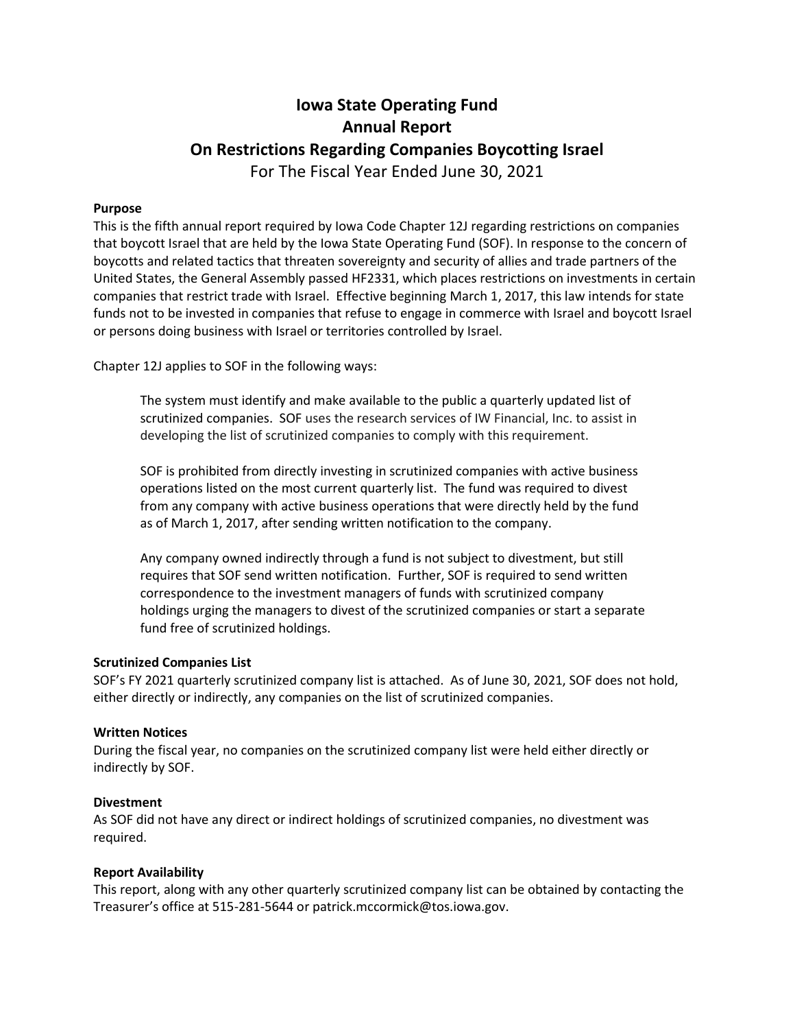# Iowa State Operating Fund
# Annual Report
# On Restrictions Regarding Companies Boycotting Israel

For The Fiscal Year Ended June 30, 2021

**Purpose**

This is the fifth annual report required by Iowa Code Chapter 12J regarding restrictions on companies that boycott Israel that are held by the Iowa State Operating Fund (SOF). In response to the concern of boycotts and related tactics that threaten sovereignty and security of allies and trade partners of the United States, the General Assembly passed HF2331, which places restrictions on investments in certain companies that restrict trade with Israel. Effective beginning March 1, 2017, this law intends for state funds not to be invested in companies that refuse to engage in commerce with Israel and boycott Israel or persons doing business with Israel or territories controlled by Israel.

Chapter 12J applies to SOF in the following ways:

> The system must identify and make available to the public a quarterly updated list of scrutinized companies. SOF uses the research services of IW Financial, Inc. to assist in developing the list of scrutinized companies to comply with this requirement.
>
> SOF is prohibited from directly investing in scrutinized companies with active business operations listed on the most current quarterly list. The fund was required to divest from any company with active business operations that were directly held by the fund as of March 1, 2017, after sending written notification to the company.
>
> Any company owned indirectly through a fund is not subject to divestment, but still requires that SOF send written notification. Further, SOF is required to send written correspondence to the investment managers of funds with scrutinized company holdings urging the managers to divest of the scrutinized companies or start a separate fund free of scrutinized holdings.

**Scrutinized Companies List**

SOF's FY 2021 quarterly scrutinized company list is attached. As of June 30, 2021, SOF does not hold, either directly or indirectly, any companies on the list of scrutinized companies.

**Written Notices**

During the fiscal year, no companies on the scrutinized company list were held either directly or indirectly by SOF.

**Divestment**

As SOF did not have any direct or indirect holdings of scrutinized companies, no divestment was required.

**Report Availability**

This report, along with any other quarterly scrutinized company list can be obtained by contacting the Treasurer's office at 515-281-5644 or patrick.mccormick@tos.iowa.gov.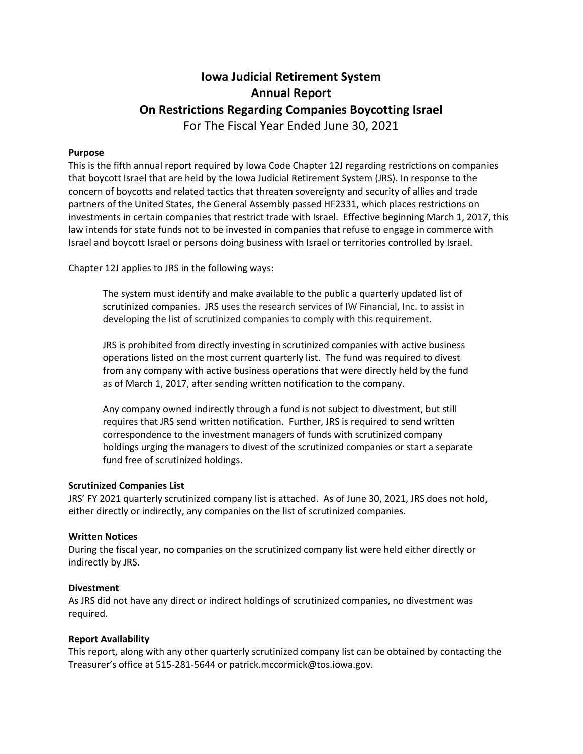# Iowa Judicial Retirement System
# Annual Report
# On Restrictions Regarding Companies Boycotting Israel

For The Fiscal Year Ended June 30, 2021

**Purpose**

This is the fifth annual report required by Iowa Code Chapter 12J regarding restrictions on companies that boycott Israel that are held by the Iowa Judicial Retirement System (JRS). In response to the concern of boycotts and related tactics that threaten sovereignty and security of allies and trade partners of the United States, the General Assembly passed HF2331, which places restrictions on investments in certain companies that restrict trade with Israel. Effective beginning March 1, 2017, this law intends for state funds not to be invested in companies that refuse to engage in commerce with Israel and boycott Israel or persons doing business with Israel or territories controlled by Israel.

Chapter 12J applies to JRS in the following ways:

> The system must identify and make available to the public a quarterly updated list of scrutinized companies. JRS uses the research services of IW Financial, Inc. to assist in developing the list of scrutinized companies to comply with this requirement.
>
> JRS is prohibited from directly investing in scrutinized companies with active business operations listed on the most current quarterly list. The fund was required to divest from any company with active business operations that were directly held by the fund as of March 1, 2017, after sending written notification to the company.
>
> Any company owned indirectly through a fund is not subject to divestment, but still requires that JRS send written notification. Further, JRS is required to send written correspondence to the investment managers of funds with scrutinized company holdings urging the managers to divest of the scrutinized companies or start a separate fund free of scrutinized holdings.

**Scrutinized Companies List**

JRS' FY 2021 quarterly scrutinized company list is attached. As of June 30, 2021, JRS does not hold, either directly or indirectly, any companies on the list of scrutinized companies.

**Written Notices**

During the fiscal year, no companies on the scrutinized company list were held either directly or indirectly by JRS.

**Divestment**

As JRS did not have any direct or indirect holdings of scrutinized companies, no divestment was required.

**Report Availability**

This report, along with any other quarterly scrutinized company list can be obtained by contacting the Treasurer's office at 515-281-5644 or patrick.mccormick@tos.iowa.gov.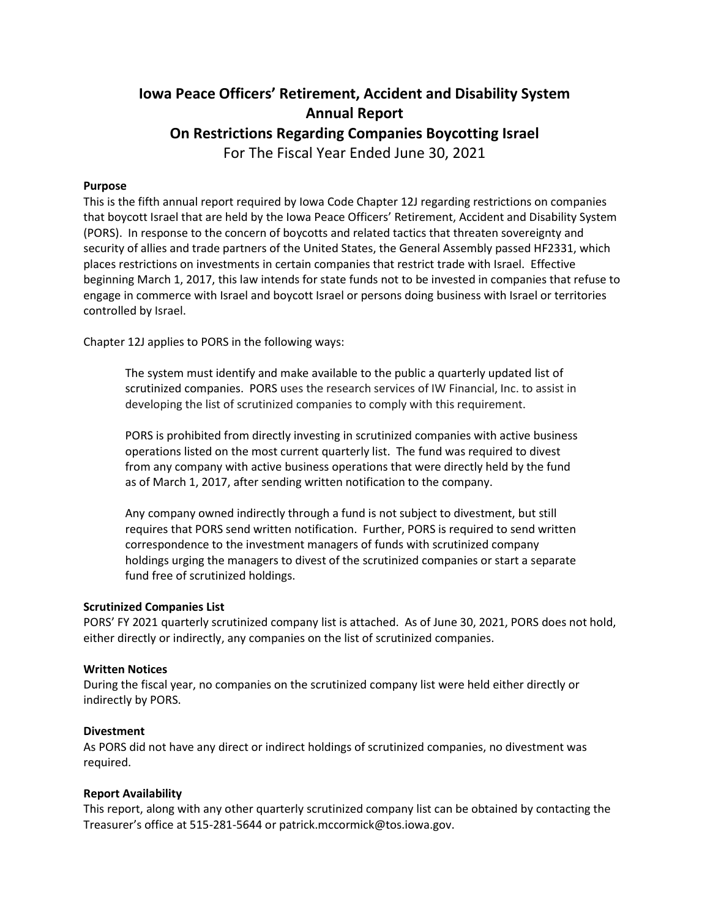# Iowa Peace Officers' Retirement, Accident and Disability System Annual Report On Restrictions Regarding Companies Boycotting Israel

For The Fiscal Year Ended June 30, 2021

**Purpose**

This is the fifth annual report required by Iowa Code Chapter 12J regarding restrictions on companies that boycott Israel that are held by the Iowa Peace Officers' Retirement, Accident and Disability System (PORS). In response to the concern of boycotts and related tactics that threaten sovereignty and security of allies and trade partners of the United States, the General Assembly passed HF2331, which places restrictions on investments in certain companies that restrict trade with Israel. Effective beginning March 1, 2017, this law intends for state funds not to be invested in companies that refuse to engage in commerce with Israel and boycott Israel or persons doing business with Israel or territories controlled by Israel.

Chapter 12J applies to PORS in the following ways:

> The system must identify and make available to the public a quarterly updated list of scrutinized companies. PORS uses the research services of IW Financial, Inc. to assist in developing the list of scrutinized companies to comply with this requirement.
>
> PORS is prohibited from directly investing in scrutinized companies with active business operations listed on the most current quarterly list. The fund was required to divest from any company with active business operations that were directly held by the fund as of March 1, 2017, after sending written notification to the company.
>
> Any company owned indirectly through a fund is not subject to divestment, but still requires that PORS send written notification. Further, PORS is required to send written correspondence to the investment managers of funds with scrutinized company holdings urging the managers to divest of the scrutinized companies or start a separate fund free of scrutinized holdings.

**Scrutinized Companies List**

PORS' FY 2021 quarterly scrutinized company list is attached. As of June 30, 2021, PORS does not hold, either directly or indirectly, any companies on the list of scrutinized companies.

**Written Notices**

During the fiscal year, no companies on the scrutinized company list were held either directly or indirectly by PORS.

**Divestment**

As PORS did not have any direct or indirect holdings of scrutinized companies, no divestment was required.

**Report Availability**

This report, along with any other quarterly scrutinized company list can be obtained by contacting the Treasurer's office at 515-281-5644 or patrick.mccormick@tos.iowa.gov.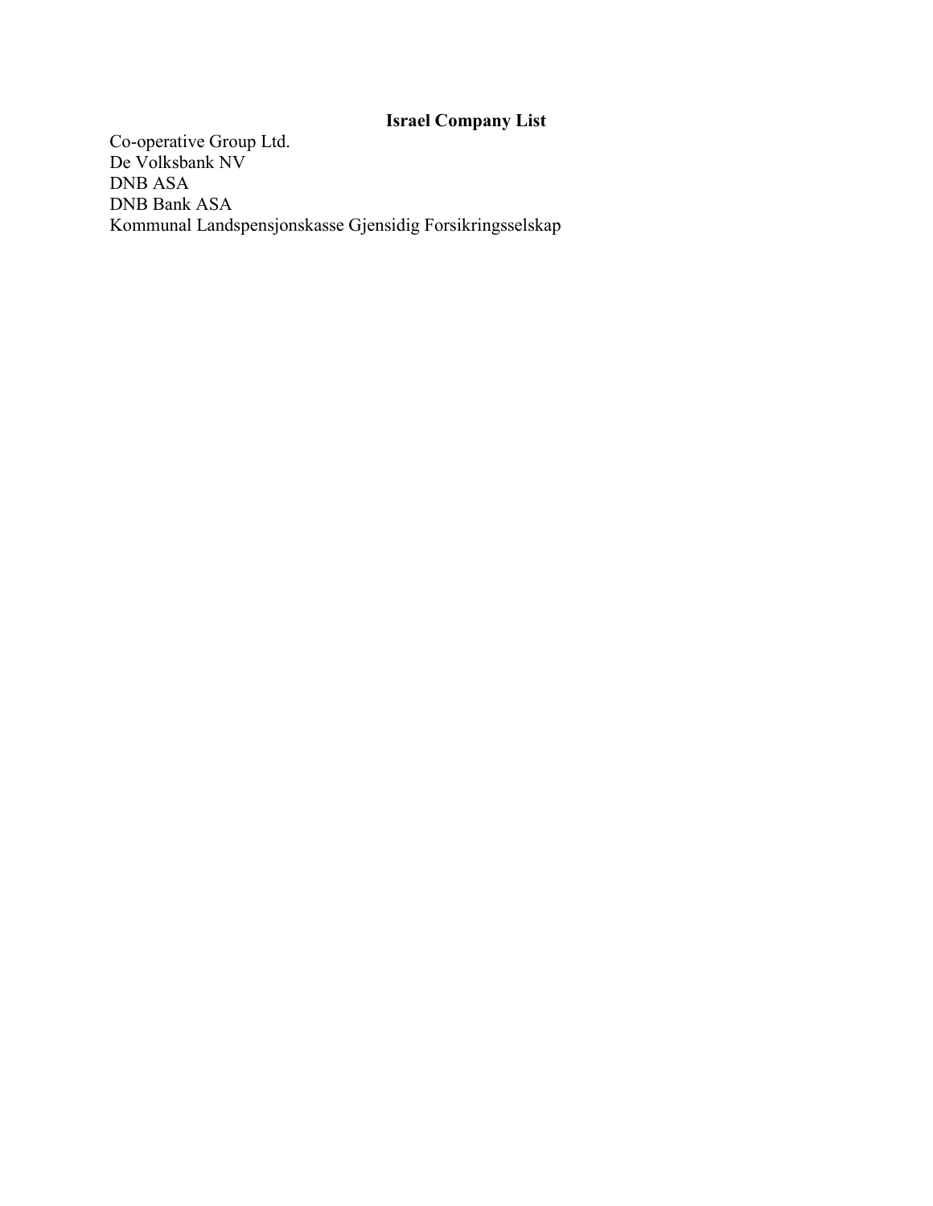**Israel Company List**

Co-operative Group Ltd.
De Volksbank NV
DNB ASA
DNB Bank ASA
Kommunal Landspensjonskasse Gjensidig Forsikringsselskap